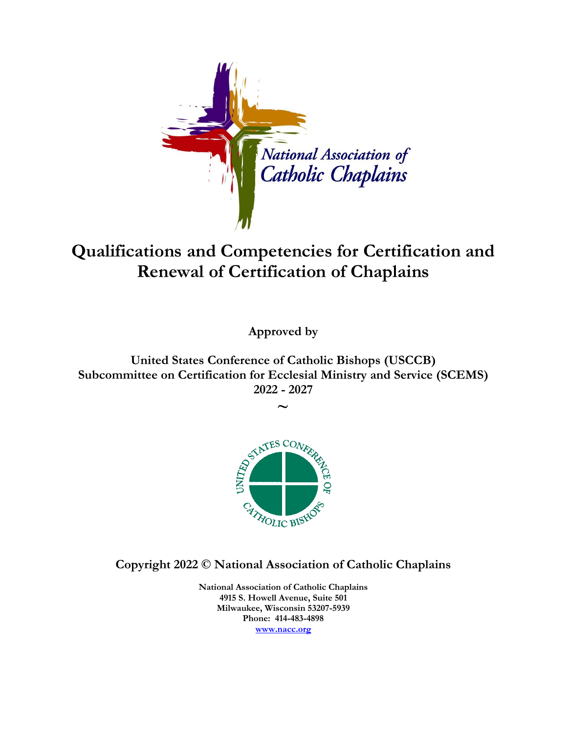National Association of Catholic Chaplains

# Qualifications and Competencies for Certification and Renewal of Certification of Chaplains

**Approved by**

**United States Conference of Catholic Bishops (USCCB)**
**Subcommittee on Certification for Ecclesial Ministry and Service (SCEMS)**
**2022 - 2027**

**~**

UNITED STATES CONFERENCE OF CATHOLIC BISHOPS

**Copyright 2022 © National Association of Catholic Chaplains**

**National Association of Catholic Chaplains**
**4915 S. Howell Avenue, Suite 501**
**Milwaukee, Wisconsin 53207-5939**
**Phone: 414-483-4898**
**www.nacc.org**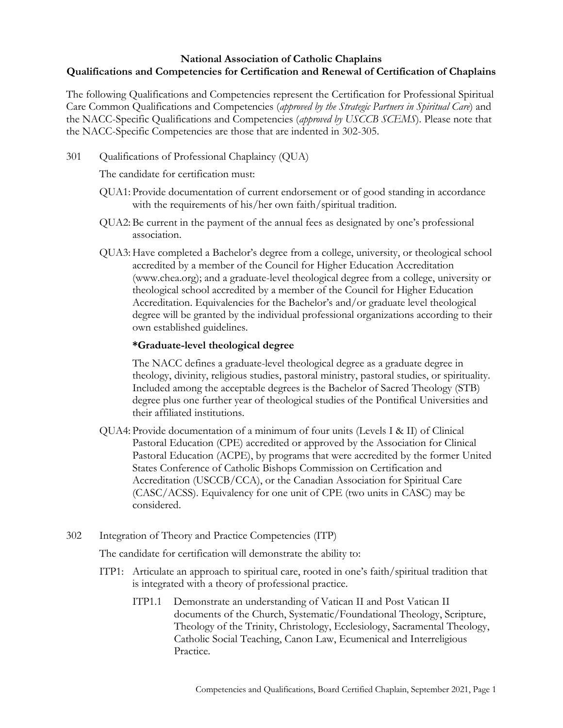**National Association of Catholic Chaplains**
**Qualifications and Competencies for Certification and Renewal of Certification of Chaplains**

The following Qualifications and Competencies represent the Certification for Professional Spiritual Care Common Qualifications and Competencies (*approved by the Strategic Partners in Spiritual Care*) and the NACC-Specific Qualifications and Competencies (*approved by USCCB SCEMS*). Please note that the NACC-Specific Competencies are those that are indented in 302-305.

301 Qualifications of Professional Chaplaincy (QUA)

The candidate for certification must:

QUA1: Provide documentation of current endorsement or of good standing in accordance with the requirements of his/her own faith/spiritual tradition.

QUA2: Be current in the payment of the annual fees as designated by one's professional association.

QUA3: Have completed a Bachelor's degree from a college, university, or theological school accredited by a member of the Council for Higher Education Accreditation (www.chea.org); and a graduate-level theological degree from a college, university or theological school accredited by a member of the Council for Higher Education Accreditation. Equivalencies for the Bachelor's and/or graduate level theological degree will be granted by the individual professional organizations according to their own established guidelines.

**\*Graduate-level theological degree**

The NACC defines a graduate-level theological degree as a graduate degree in theology, divinity, religious studies, pastoral ministry, pastoral studies, or spirituality. Included among the acceptable degrees is the Bachelor of Sacred Theology (STB) degree plus one further year of theological studies of the Pontifical Universities and their affiliated institutions.

QUA4: Provide documentation of a minimum of four units (Levels I & II) of Clinical Pastoral Education (CPE) accredited or approved by the Association for Clinical Pastoral Education (ACPE), by programs that were accredited by the former United States Conference of Catholic Bishops Commission on Certification and Accreditation (USCCB/CCA), or the Canadian Association for Spiritual Care (CASC/ACSS). Equivalency for one unit of CPE (two units in CASC) may be considered.

302 Integration of Theory and Practice Competencies (ITP)

The candidate for certification will demonstrate the ability to:

ITP1: Articulate an approach to spiritual care, rooted in one's faith/spiritual tradition that is integrated with a theory of professional practice.

ITP1.1 Demonstrate an understanding of Vatican II and Post Vatican II documents of the Church, Systematic/Foundational Theology, Scripture, Theology of the Trinity, Christology, Ecclesiology, Sacramental Theology, Catholic Social Teaching, Canon Law, Ecumenical and Interreligious Practice.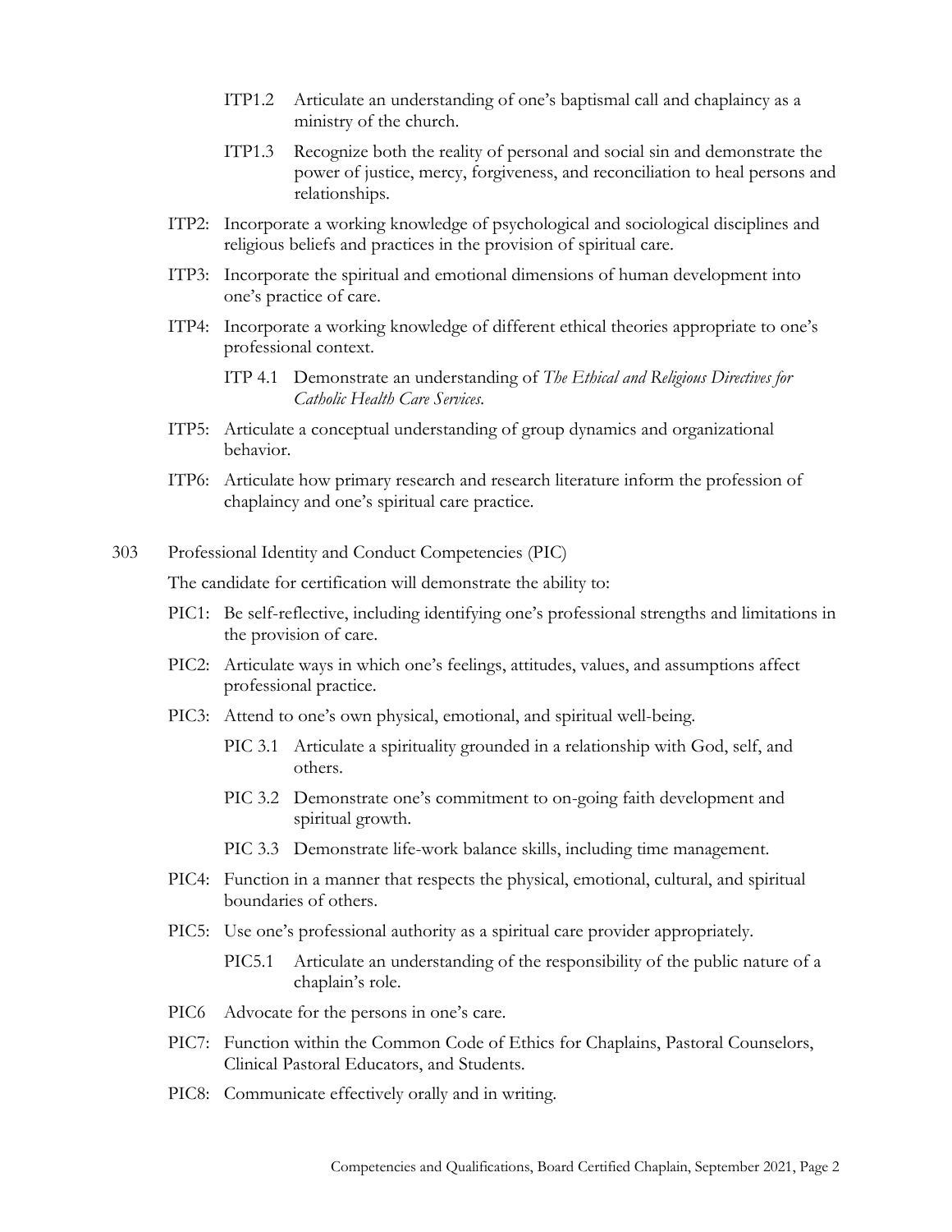ITP1.2 Articulate an understanding of one's baptismal call and chaplaincy as a ministry of the church.

ITP1.3 Recognize both the reality of personal and social sin and demonstrate the power of justice, mercy, forgiveness, and reconciliation to heal persons and relationships.

ITP2: Incorporate a working knowledge of psychological and sociological disciplines and religious beliefs and practices in the provision of spiritual care.

ITP3: Incorporate the spiritual and emotional dimensions of human development into one's practice of care.

ITP4: Incorporate a working knowledge of different ethical theories appropriate to one's professional context.

ITP 4.1 Demonstrate an understanding of *The Ethical and Religious Directives for Catholic Health Care Services*.

ITP5: Articulate a conceptual understanding of group dynamics and organizational behavior.

ITP6: Articulate how primary research and research literature inform the profession of chaplaincy and one's spiritual care practice.

303 Professional Identity and Conduct Competencies (PIC)

The candidate for certification will demonstrate the ability to:

PIC1: Be self-reflective, including identifying one's professional strengths and limitations in the provision of care.

PIC2: Articulate ways in which one's feelings, attitudes, values, and assumptions affect professional practice.

PIC3: Attend to one's own physical, emotional, and spiritual well-being.

PIC 3.1 Articulate a spirituality grounded in a relationship with God, self, and others.

PIC 3.2 Demonstrate one's commitment to on-going faith development and spiritual growth.

PIC 3.3 Demonstrate life-work balance skills, including time management.

PIC4: Function in a manner that respects the physical, emotional, cultural, and spiritual boundaries of others.

PIC5: Use one's professional authority as a spiritual care provider appropriately.

PIC5.1 Articulate an understanding of the responsibility of the public nature of a chaplain's role.

PIC6 Advocate for the persons in one's care.

PIC7: Function within the Common Code of Ethics for Chaplains, Pastoral Counselors, Clinical Pastoral Educators, and Students.

PIC8: Communicate effectively orally and in writing.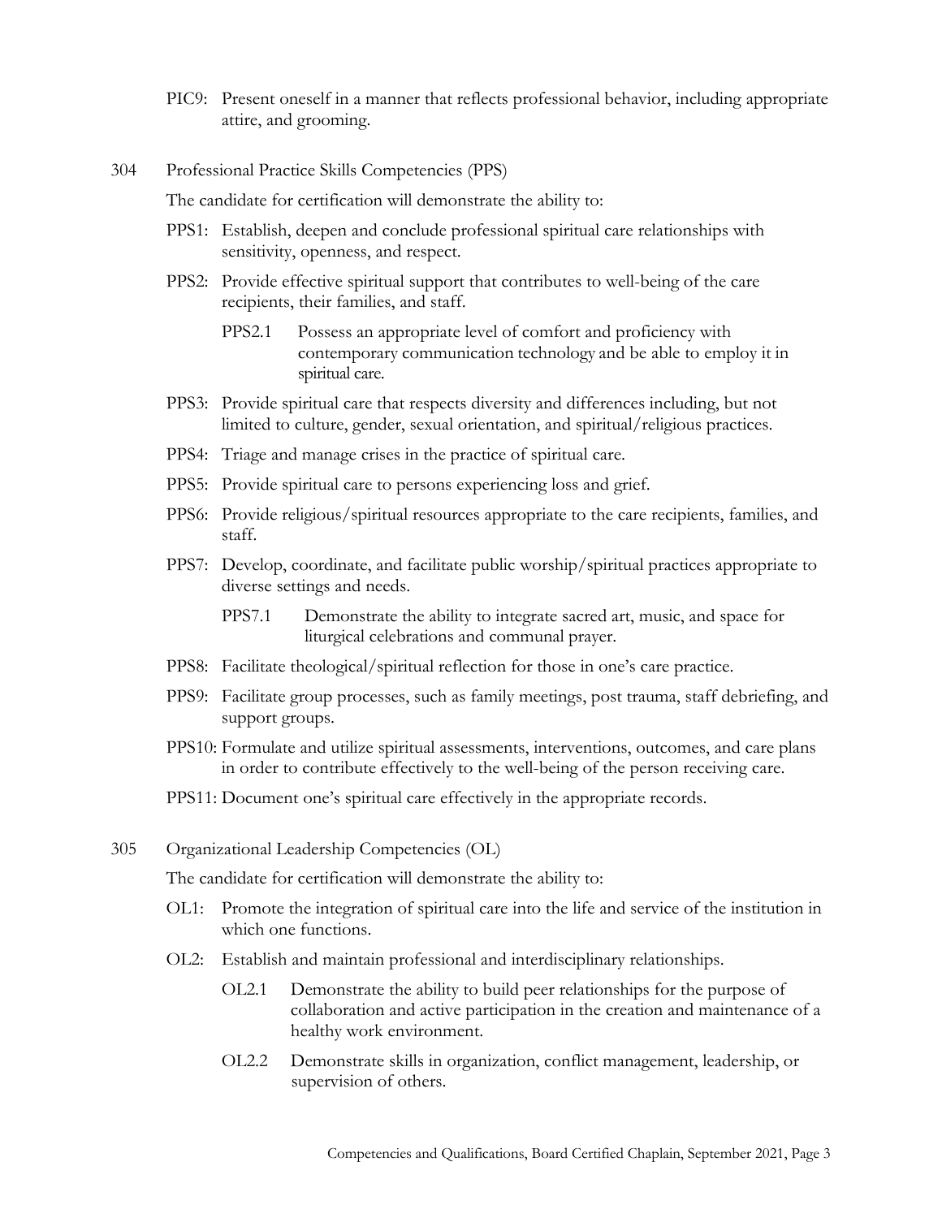PIC9: Present oneself in a manner that reflects professional behavior, including appropriate attire, and grooming.

304 Professional Practice Skills Competencies (PPS)

The candidate for certification will demonstrate the ability to:

PPS1: Establish, deepen and conclude professional spiritual care relationships with sensitivity, openness, and respect.

PPS2: Provide effective spiritual support that contributes to well-being of the care recipients, their families, and staff.

PPS2.1 Possess an appropriate level of comfort and proficiency with contemporary communication technology and be able to employ it in spiritual care.

PPS3: Provide spiritual care that respects diversity and differences including, but not limited to culture, gender, sexual orientation, and spiritual/religious practices.

PPS4: Triage and manage crises in the practice of spiritual care.

PPS5: Provide spiritual care to persons experiencing loss and grief.

PPS6: Provide religious/spiritual resources appropriate to the care recipients, families, and staff.

PPS7: Develop, coordinate, and facilitate public worship/spiritual practices appropriate to diverse settings and needs.

PPS7.1 Demonstrate the ability to integrate sacred art, music, and space for liturgical celebrations and communal prayer.

PPS8: Facilitate theological/spiritual reflection for those in one's care practice.

PPS9: Facilitate group processes, such as family meetings, post trauma, staff debriefing, and support groups.

PPS10: Formulate and utilize spiritual assessments, interventions, outcomes, and care plans in order to contribute effectively to the well-being of the person receiving care.

PPS11: Document one's spiritual care effectively in the appropriate records.

305 Organizational Leadership Competencies (OL)

The candidate for certification will demonstrate the ability to:

OL1: Promote the integration of spiritual care into the life and service of the institution in which one functions.

OL2: Establish and maintain professional and interdisciplinary relationships.

OL2.1 Demonstrate the ability to build peer relationships for the purpose of collaboration and active participation in the creation and maintenance of a healthy work environment.

OL2.2 Demonstrate skills in organization, conflict management, leadership, or supervision of others.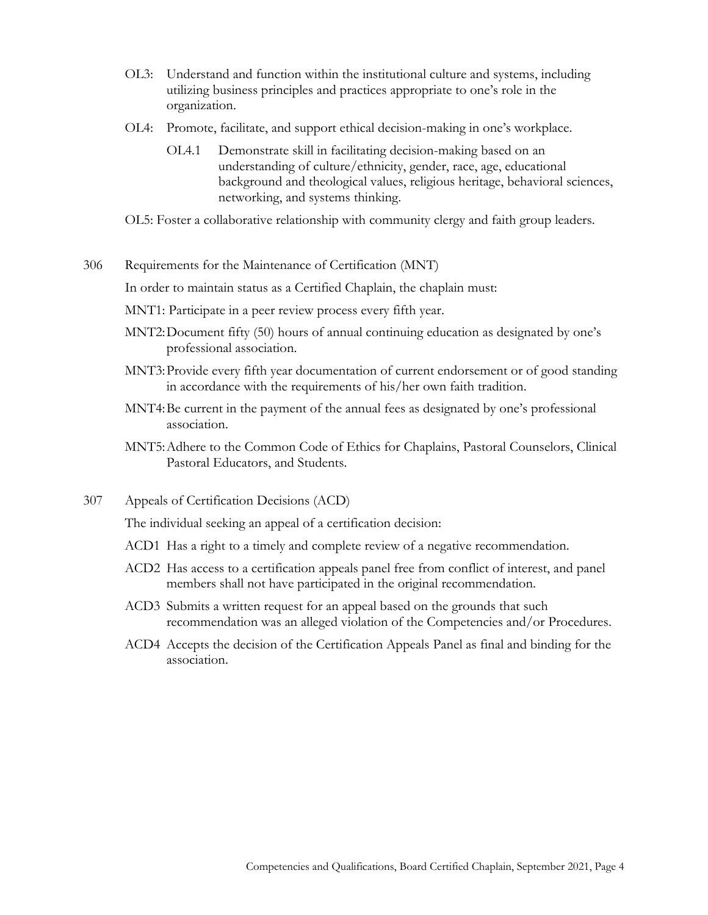OL3: Understand and function within the institutional culture and systems, including utilizing business principles and practices appropriate to one's role in the organization.

OL4: Promote, facilitate, and support ethical decision-making in one's workplace.

OL4.1 Demonstrate skill in facilitating decision-making based on an understanding of culture/ethnicity, gender, race, age, educational background and theological values, religious heritage, behavioral sciences, networking, and systems thinking.

OL5: Foster a collaborative relationship with community clergy and faith group leaders.

306 Requirements for the Maintenance of Certification (MNT)

In order to maintain status as a Certified Chaplain, the chaplain must:

MNT1: Participate in a peer review process every fifth year.

MNT2: Document fifty (50) hours of annual continuing education as designated by one's professional association.

MNT3: Provide every fifth year documentation of current endorsement or of good standing in accordance with the requirements of his/her own faith tradition.

MNT4: Be current in the payment of the annual fees as designated by one's professional association.

MNT5: Adhere to the Common Code of Ethics for Chaplains, Pastoral Counselors, Clinical Pastoral Educators, and Students.

307 Appeals of Certification Decisions (ACD)

The individual seeking an appeal of a certification decision:

ACD1 Has a right to a timely and complete review of a negative recommendation.

ACD2 Has access to a certification appeals panel free from conflict of interest, and panel members shall not have participated in the original recommendation.

ACD3 Submits a written request for an appeal based on the grounds that such recommendation was an alleged violation of the Competencies and/or Procedures.

ACD4 Accepts the decision of the Certification Appeals Panel as final and binding for the association.